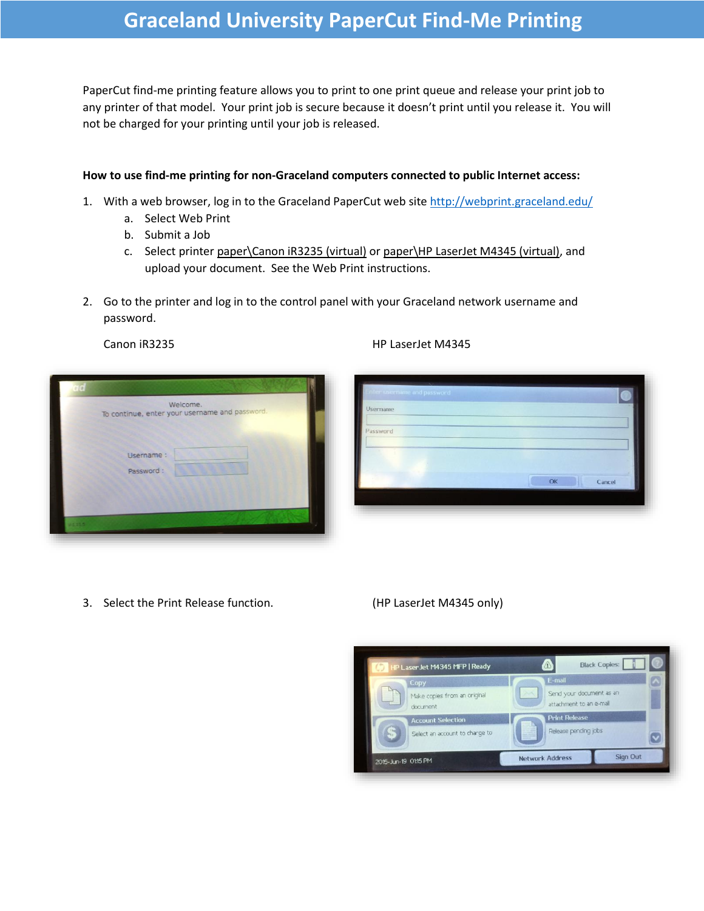# Graceland University PaperCut Find-Me Printing

PaperCut find-me printing feature allows you to print to one print queue and release your print job to any printer of that model. Your print job is secure because it doesn't print until you release it. You will not be charged for your printing until your job is released.

**How to use find-me printing for non-Graceland computers connected to public Internet access:**

1. With a web browser, log in to the Graceland PaperCut web site [http://webprint.graceland.edu/](http://webprint.graceland.edu/)
   a. Select Web Print
   b. Submit a Job
   c. Select printer paper\Canon iR3235 (virtual) or paper\HP LaserJet M4345 (virtual), and upload your document. See the Web Print instructions.

2. Go to the printer and log in to the control panel with your Graceland network username and password.

   Canon iR3235

   HP LaserJet M4345

3. Select the Print Release function.

   (HP LaserJet M4345 only)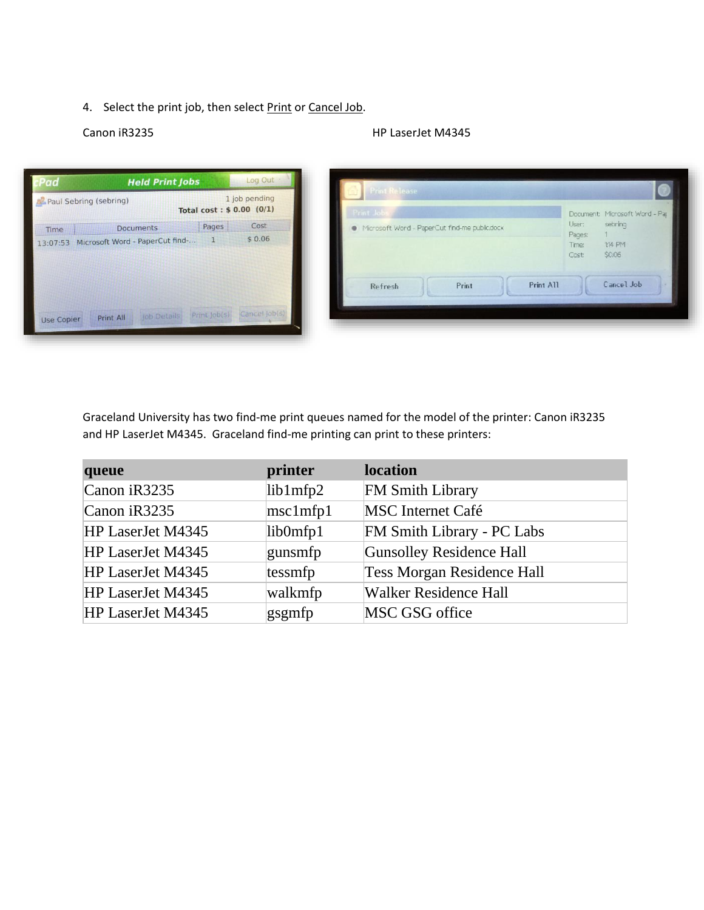4. Select the print job, then select Print or Cancel Job.

Canon iR3235

HP LaserJet M4345

Graceland University has two find-me print queues named for the model of the printer: Canon iR3235 and HP LaserJet M4345. Graceland find-me printing can print to these printers:

| queue | printer | location |
|---|---|---|
| Canon iR3235 | lib1mfp2 | FM Smith Library |
| Canon iR3235 | msc1mfp1 | MSC Internet Café |
| HP LaserJet M4345 | lib0mfp1 | FM Smith Library - PC Labs |
| HP LaserJet M4345 | gunsmfp | Gunsolley Residence Hall |
| HP LaserJet M4345 | tessmfp | Tess Morgan Residence Hall |
| HP LaserJet M4345 | walkmfp | Walker Residence Hall |
| HP LaserJet M4345 | gsgmfp | MSC GSG office |